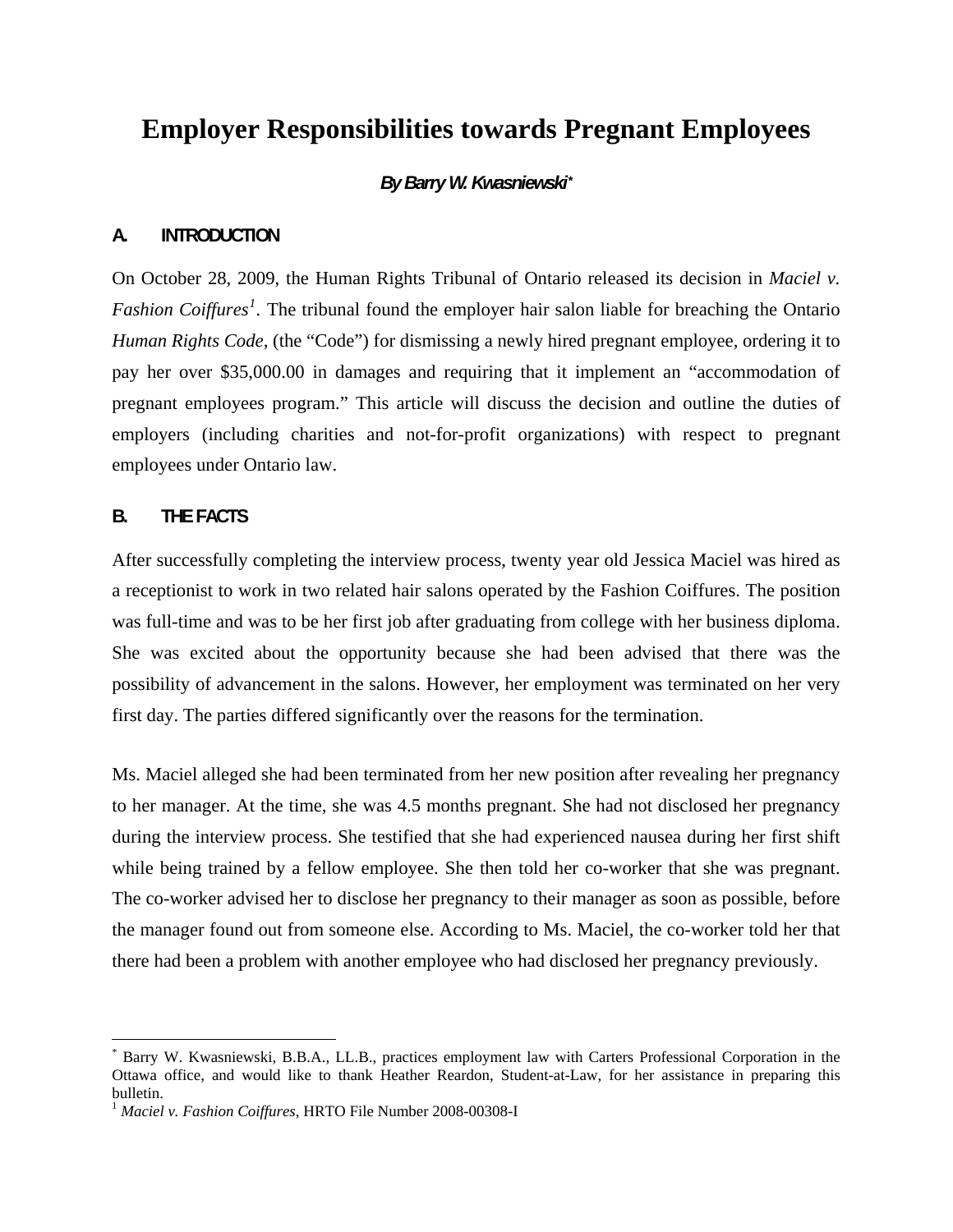# Employer Responsibilities towards Pregnant Employees

***By Barry W. Kwasniewski**** 

## A. INTRODUCTION

On October 28, 2009, the Human Rights Tribunal of Ontario released its decision in *Maciel v. Fashion Coiffures*[1]. The tribunal found the employer hair salon liable for breaching the Ontario *Human Rights Code*, (the "Code") for dismissing a newly hired pregnant employee, ordering it to pay her over $35,000.00 in damages and requiring that it implement an "accommodation of pregnant employees program." This article will discuss the decision and outline the duties of employers (including charities and not-for-profit organizations) with respect to pregnant employees under Ontario law.

## B. THE FACTS

After successfully completing the interview process, twenty year old Jessica Maciel was hired as a receptionist to work in two related hair salons operated by the Fashion Coiffures. The position was full-time and was to be her first job after graduating from college with her business diploma. She was excited about the opportunity because she had been advised that there was the possibility of advancement in the salons. However, her employment was terminated on her very first day. The parties differed significantly over the reasons for the termination.

Ms. Maciel alleged she had been terminated from her new position after revealing her pregnancy to her manager. At the time, she was 4.5 months pregnant. She had not disclosed her pregnancy during the interview process. She testified that she had experienced nausea during her first shift while being trained by a fellow employee. She then told her co-worker that she was pregnant. The co-worker advised her to disclose her pregnancy to their manager as soon as possible, before the manager found out from someone else. According to Ms. Maciel, the co-worker told her that there had been a problem with another employee who had disclosed her pregnancy previously.

---

\* Barry W. Kwasniewski, B.B.A., LL.B., practices employment law with Carters Professional Corporation in the Ottawa office, and would like to thank Heather Reardon, Student-at-Law, for her assistance in preparing this bulletin.

[1] *Maciel v. Fashion Coiffures*, HRTO File Number 2008-00308-I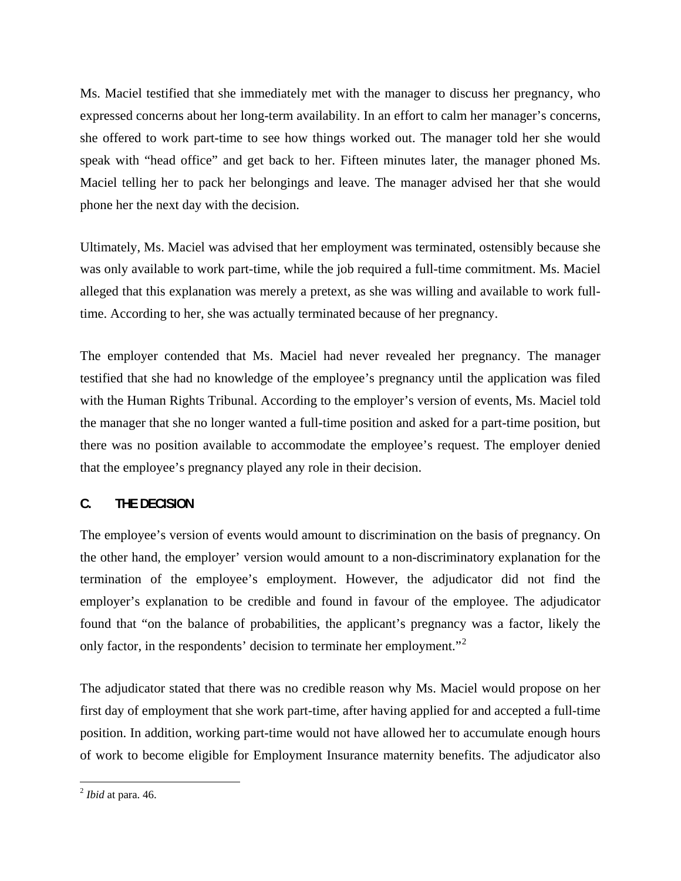Ms. Maciel testified that she immediately met with the manager to discuss her pregnancy, who expressed concerns about her long-term availability. In an effort to calm her manager's concerns, she offered to work part-time to see how things worked out. The manager told her she would speak with "head office" and get back to her. Fifteen minutes later, the manager phoned Ms. Maciel telling her to pack her belongings and leave. The manager advised her that she would phone her the next day with the decision.

Ultimately, Ms. Maciel was advised that her employment was terminated, ostensibly because she was only available to work part-time, while the job required a full-time commitment. Ms. Maciel alleged that this explanation was merely a pretext, as she was willing and available to work full-time. According to her, she was actually terminated because of her pregnancy.

The employer contended that Ms. Maciel had never revealed her pregnancy. The manager testified that she had no knowledge of the employee's pregnancy until the application was filed with the Human Rights Tribunal. According to the employer's version of events, Ms. Maciel told the manager that she no longer wanted a full-time position and asked for a part-time position, but there was no position available to accommodate the employee's request. The employer denied that the employee's pregnancy played any role in their decision.

## C. THE DECISION

The employee's version of events would amount to discrimination on the basis of pregnancy. On the other hand, the employer' version would amount to a non-discriminatory explanation for the termination of the employee's employment. However, the adjudicator did not find the employer's explanation to be credible and found in favour of the employee. The adjudicator found that "on the balance of probabilities, the applicant's pregnancy was a factor, likely the only factor, in the respondents' decision to terminate her employment."[2]

The adjudicator stated that there was no credible reason why Ms. Maciel would propose on her first day of employment that she work part-time, after having applied for and accepted a full-time position. In addition, working part-time would not have allowed her to accumulate enough hours of work to become eligible for Employment Insurance maternity benefits. The adjudicator also

[2] *Ibid* at para. 46.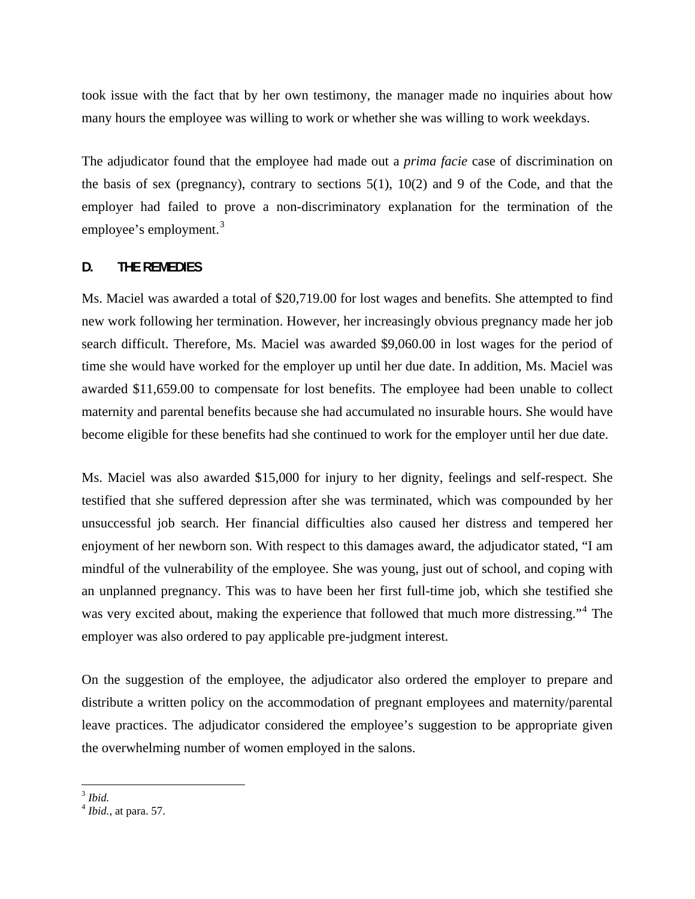took issue with the fact that by her own testimony, the manager made no inquiries about how many hours the employee was willing to work or whether she was willing to work weekdays.

The adjudicator found that the employee had made out a *prima facie* case of discrimination on the basis of sex (pregnancy), contrary to sections 5(1), 10(2) and 9 of the Code, and that the employer had failed to prove a non-discriminatory explanation for the termination of the employee's employment.[3]

## D. THE REMEDIES

Ms. Maciel was awarded a total of $20,719.00 for lost wages and benefits. She attempted to find new work following her termination. However, her increasingly obvious pregnancy made her job search difficult. Therefore, Ms. Maciel was awarded $9,060.00 in lost wages for the period of time she would have worked for the employer up until her due date. In addition, Ms. Maciel was awarded $11,659.00 to compensate for lost benefits. The employee had been unable to collect maternity and parental benefits because she had accumulated no insurable hours. She would have become eligible for these benefits had she continued to work for the employer until her due date.

Ms. Maciel was also awarded $15,000 for injury to her dignity, feelings and self-respect. She testified that she suffered depression after she was terminated, which was compounded by her unsuccessful job search. Her financial difficulties also caused her distress and tempered her enjoyment of her newborn son. With respect to this damages award, the adjudicator stated, "I am mindful of the vulnerability of the employee. She was young, just out of school, and coping with an unplanned pregnancy. This was to have been her first full-time job, which she testified she was very excited about, making the experience that followed that much more distressing."[4] The employer was also ordered to pay applicable pre-judgment interest.

On the suggestion of the employee, the adjudicator also ordered the employer to prepare and distribute a written policy on the accommodation of pregnant employees and maternity/parental leave practices. The adjudicator considered the employee's suggestion to be appropriate given the overwhelming number of women employed in the salons.

---

[3] *Ibid.*

[4] *Ibid.*, at para. 57.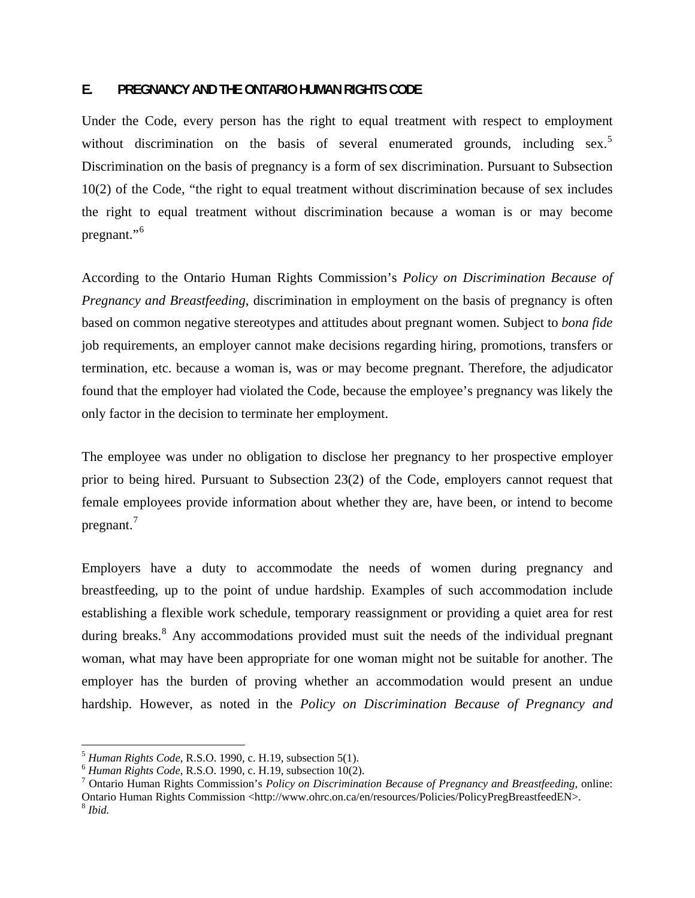## E. PREGNANCY AND THE ONTARIO HUMAN RIGHTS CODE

Under the Code, every person has the right to equal treatment with respect to employment without discrimination on the basis of several enumerated grounds, including sex.[5] Discrimination on the basis of pregnancy is a form of sex discrimination. Pursuant to Subsection 10(2) of the Code, "the right to equal treatment without discrimination because of sex includes the right to equal treatment without discrimination because a woman is or may become pregnant."[6]

According to the Ontario Human Rights Commission's *Policy on Discrimination Because of Pregnancy and Breastfeeding*, discrimination in employment on the basis of pregnancy is often based on common negative stereotypes and attitudes about pregnant women. Subject to *bona fide* job requirements, an employer cannot make decisions regarding hiring, promotions, transfers or termination, etc. because a woman is, was or may become pregnant. Therefore, the adjudicator found that the employer had violated the Code, because the employee's pregnancy was likely the only factor in the decision to terminate her employment.

The employee was under no obligation to disclose her pregnancy to her prospective employer prior to being hired. Pursuant to Subsection 23(2) of the Code, employers cannot request that female employees provide information about whether they are, have been, or intend to become pregnant.[7]

Employers have a duty to accommodate the needs of women during pregnancy and breastfeeding, up to the point of undue hardship. Examples of such accommodation include establishing a flexible work schedule, temporary reassignment or providing a quiet area for rest during breaks.[8] Any accommodations provided must suit the needs of the individual pregnant woman, what may have been appropriate for one woman might not be suitable for another. The employer has the burden of proving whether an accommodation would present an undue hardship. However, as noted in the *Policy on Discrimination Because of Pregnancy and*

---

[5] *Human Rights Code*, R.S.O. 1990, c. H.19, subsection 5(1).
[6] *Human Rights Code*, R.S.O. 1990, c. H.19, subsection 10(2).
[7] Ontario Human Rights Commission's *Policy on Discrimination Because of Pregnancy and Breastfeeding*, online: Ontario Human Rights Commission <http://www.ohrc.on.ca/en/resources/Policies/PolicyPregBreastfeedEN>.
[8] *Ibid.*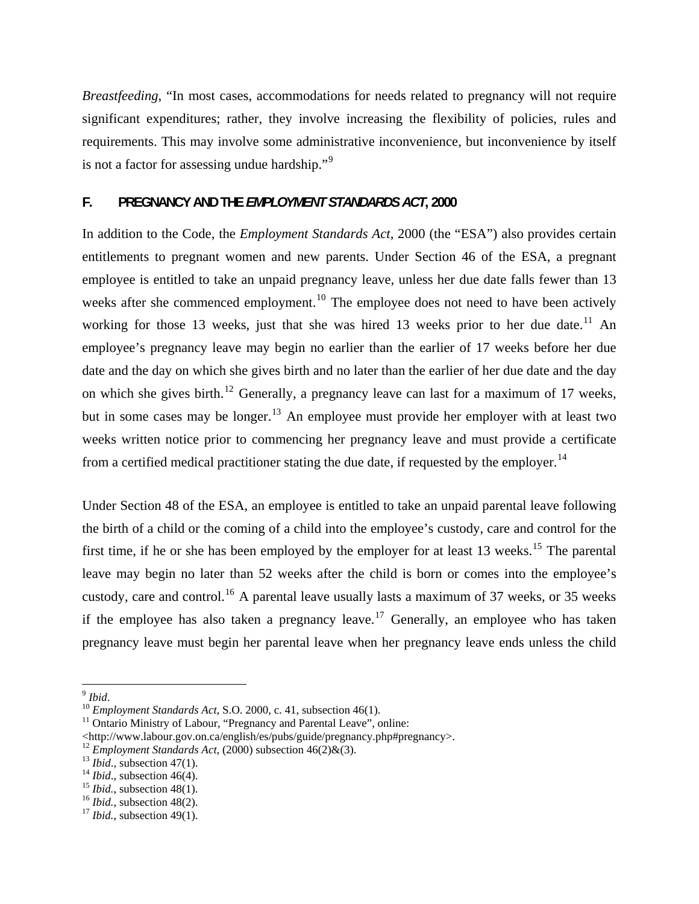*Breastfeeding*, "In most cases, accommodations for needs related to pregnancy will not require significant expenditures; rather, they involve increasing the flexibility of policies, rules and requirements. This may involve some administrative inconvenience, but inconvenience by itself is not a factor for assessing undue hardship."[9]

## F. PREGNANCY AND THE *EMPLOYMENT STANDARDS ACT*, 2000

In addition to the Code, the *Employment Standards Act*, 2000 (the "ESA") also provides certain entitlements to pregnant women and new parents. Under Section 46 of the ESA, a pregnant employee is entitled to take an unpaid pregnancy leave, unless her due date falls fewer than 13 weeks after she commenced employment.[10] The employee does not need to have been actively working for those 13 weeks, just that she was hired 13 weeks prior to her due date.[11] An employee's pregnancy leave may begin no earlier than the earlier of 17 weeks before her due date and the day on which she gives birth and no later than the earlier of her due date and the day on which she gives birth.[12] Generally, a pregnancy leave can last for a maximum of 17 weeks, but in some cases may be longer.[13] An employee must provide her employer with at least two weeks written notice prior to commencing her pregnancy leave and must provide a certificate from a certified medical practitioner stating the due date, if requested by the employer.[14]

Under Section 48 of the ESA, an employee is entitled to take an unpaid parental leave following the birth of a child or the coming of a child into the employee's custody, care and control for the first time, if he or she has been employed by the employer for at least 13 weeks.[15] The parental leave may begin no later than 52 weeks after the child is born or comes into the employee's custody, care and control.[16] A parental leave usually lasts a maximum of 37 weeks, or 35 weeks if the employee has also taken a pregnancy leave.[17] Generally, an employee who has taken pregnancy leave must begin her parental leave when her pregnancy leave ends unless the child

---

[9] *Ibid*.
[10] *Employment Standards Act*, S.O. 2000, c. 41, subsection 46(1).
[11] Ontario Ministry of Labour, "Pregnancy and Parental Leave", online: <http://www.labour.gov.on.ca/english/es/pubs/guide/pregnancy.php#pregnancy>.
[12] *Employment Standards Act*, (2000) subsection 46(2)&(3).
[13] *Ibid*., subsection 47(1).
[14] *Ibid*., subsection 46(4).
[15] *Ibid.*, subsection 48(1).
[16] *Ibid.*, subsection 48(2).
[17] *Ibid.*, subsection 49(1).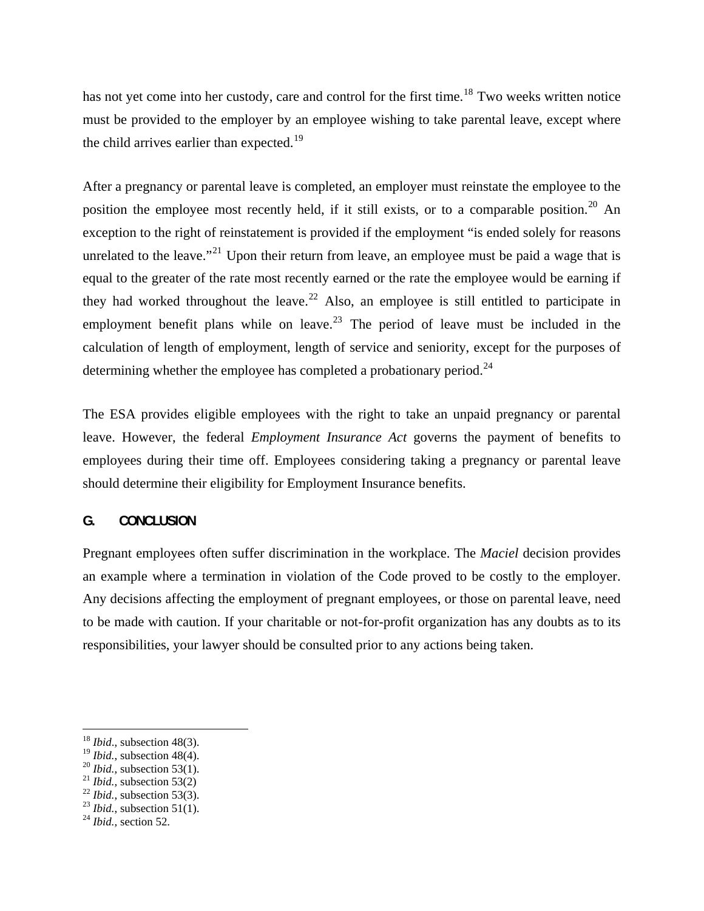has not yet come into her custody, care and control for the first time.[18] Two weeks written notice must be provided to the employer by an employee wishing to take parental leave, except where the child arrives earlier than expected.[19]

After a pregnancy or parental leave is completed, an employer must reinstate the employee to the position the employee most recently held, if it still exists, or to a comparable position.[20] An exception to the right of reinstatement is provided if the employment "is ended solely for reasons unrelated to the leave."[21] Upon their return from leave, an employee must be paid a wage that is equal to the greater of the rate most recently earned or the rate the employee would be earning if they had worked throughout the leave.[22] Also, an employee is still entitled to participate in employment benefit plans while on leave.[23] The period of leave must be included in the calculation of length of employment, length of service and seniority, except for the purposes of determining whether the employee has completed a probationary period.[24]

The ESA provides eligible employees with the right to take an unpaid pregnancy or parental leave. However, the federal *Employment Insurance Act* governs the payment of benefits to employees during their time off. Employees considering taking a pregnancy or parental leave should determine their eligibility for Employment Insurance benefits.

## G. CONCLUSION

Pregnant employees often suffer discrimination in the workplace. The *Maciel* decision provides an example where a termination in violation of the Code proved to be costly to the employer. Any decisions affecting the employment of pregnant employees, or those on parental leave, need to be made with caution. If your charitable or not-for-profit organization has any doubts as to its responsibilities, your lawyer should be consulted prior to any actions being taken.

---

[18] *Ibid*., subsection 48(3).
[19] *Ibid.*, subsection 48(4).
[20] *Ibid.,* subsection 53(1).
[21] *Ibid.,* subsection 53(2)
[22] *Ibid.,* subsection 53(3).
[23] *Ibid.,* subsection 51(1).
[24] *Ibid.,* section 52.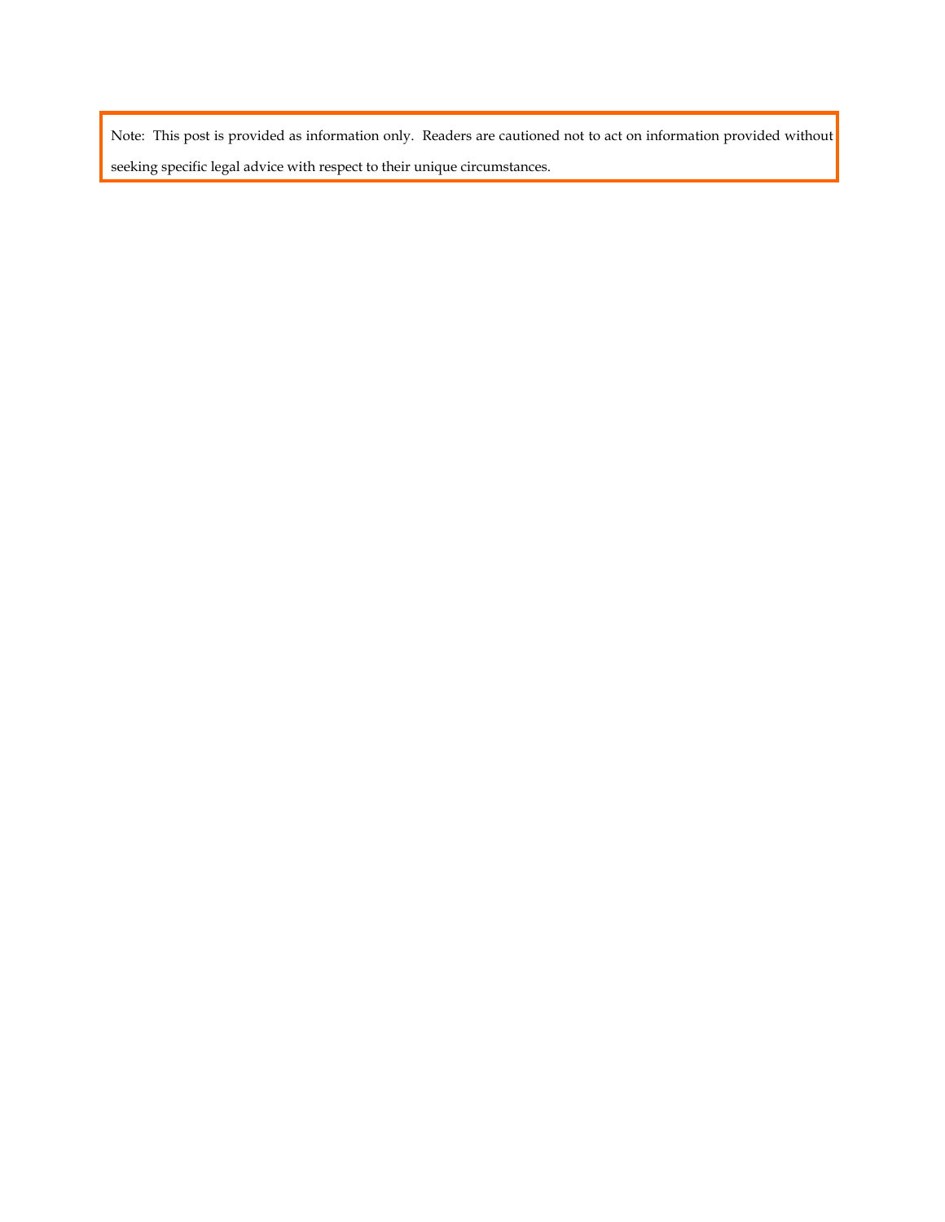Note: This post is provided as information only. Readers are cautioned not to act on information provided without seeking specific legal advice with respect to their unique circumstances.